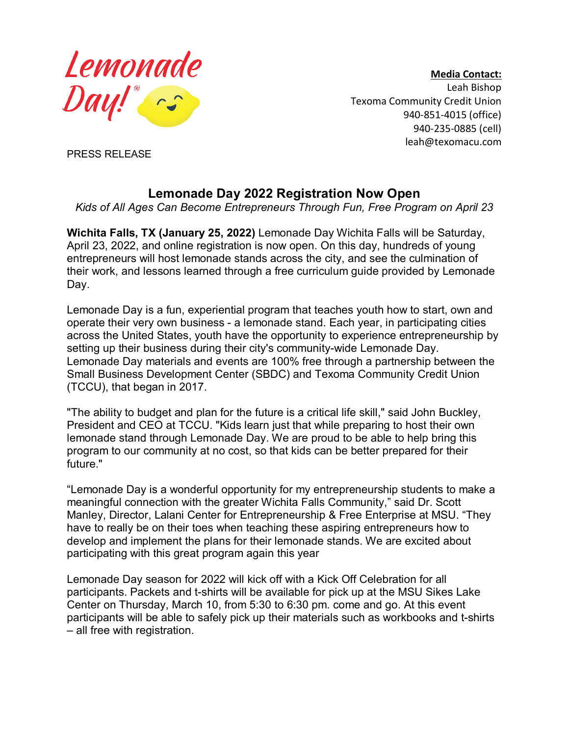Lemonade Day!®

**Media Contact:**
Leah Bishop
Texoma Community Credit Union
940-851-4015 (office)
940-235-0885 (cell)
leah@texomacu.com

PRESS RELEASE

# Lemonade Day 2022 Registration Now Open

*Kids of All Ages Can Become Entrepreneurs Through Fun, Free Program on April 23*

**Wichita Falls, TX (January 25, 2022)** Lemonade Day Wichita Falls will be Saturday, April 23, 2022, and online registration is now open. On this day, hundreds of young entrepreneurs will host lemonade stands across the city, and see the culmination of their work, and lessons learned through a free curriculum guide provided by Lemonade Day.

Lemonade Day is a fun, experiential program that teaches youth how to start, own and operate their very own business - a lemonade stand. Each year, in participating cities across the United States, youth have the opportunity to experience entrepreneurship by setting up their business during their city's community-wide Lemonade Day. Lemonade Day materials and events are 100% free through a partnership between the Small Business Development Center (SBDC) and Texoma Community Credit Union (TCCU), that began in 2017.

"The ability to budget and plan for the future is a critical life skill," said John Buckley, President and CEO at TCCU. "Kids learn just that while preparing to host their own lemonade stand through Lemonade Day. We are proud to be able to help bring this program to our community at no cost, so that kids can be better prepared for their future."

"Lemonade Day is a wonderful opportunity for my entrepreneurship students to make a meaningful connection with the greater Wichita Falls Community," said Dr. Scott Manley, Director, Lalani Center for Entrepreneurship & Free Enterprise at MSU. "They have to really be on their toes when teaching these aspiring entrepreneurs how to develop and implement the plans for their lemonade stands. We are excited about participating with this great program again this year

Lemonade Day season for 2022 will kick off with a Kick Off Celebration for all participants. Packets and t-shirts will be available for pick up at the MSU Sikes Lake Center on Thursday, March 10, from 5:30 to 6:30 pm. come and go. At this event participants will be able to safely pick up their materials such as workbooks and t-shirts – all free with registration.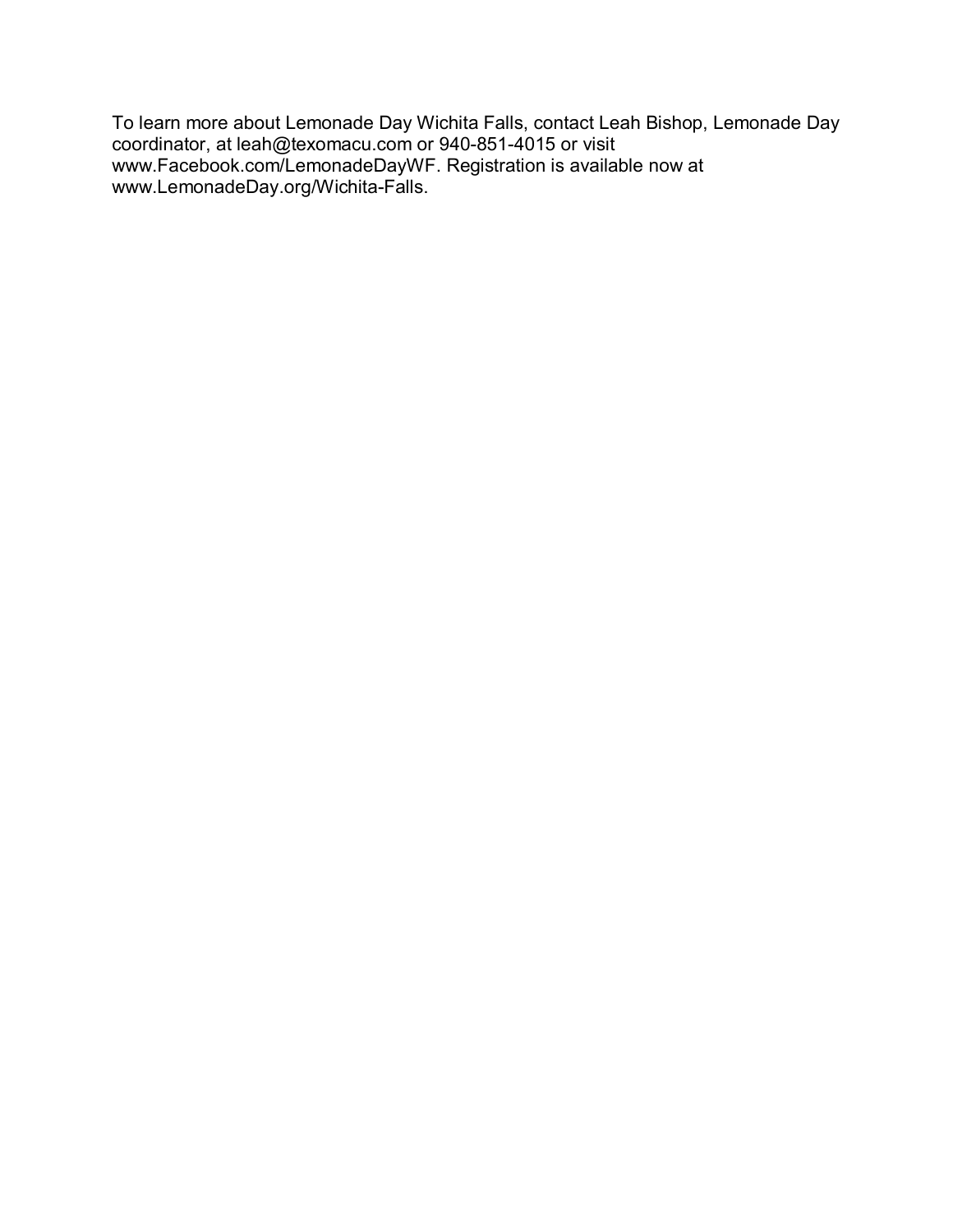To learn more about Lemonade Day Wichita Falls, contact Leah Bishop, Lemonade Day coordinator, at leah@texomacu.com or 940-851-4015 or visit www.Facebook.com/LemonadeDayWF. Registration is available now at www.LemonadeDay.org/Wichita-Falls.